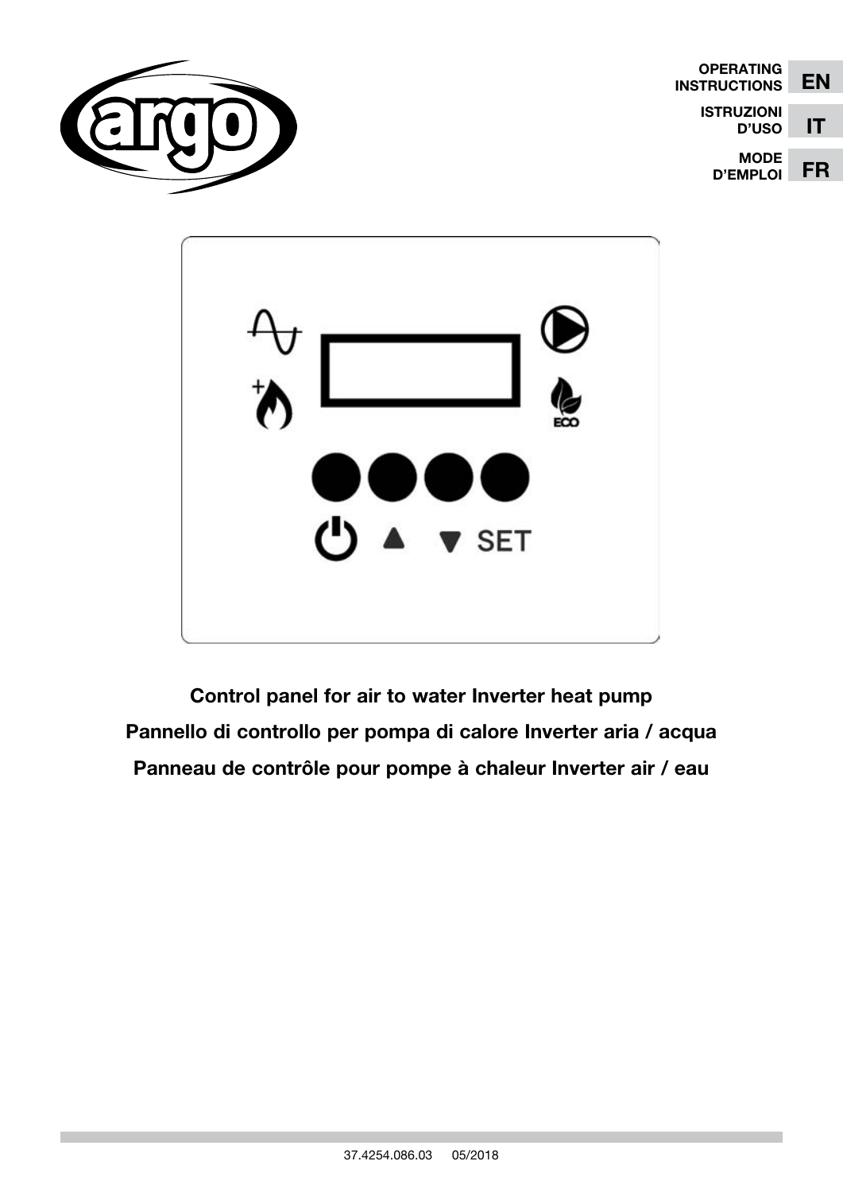OPERATING INSTRUCTIONS **EN**

ISTRUZIONI D'USO **IT**

MODE D'EMPLOI **FR**

SET

**Control panel for air to water Inverter heat pump**

**Pannello di controllo per pompa di calore Inverter aria / acqua**

**Panneau de contrôle pour pompe à chaleur Inverter air / eau**

37.4254.086.03 05/2018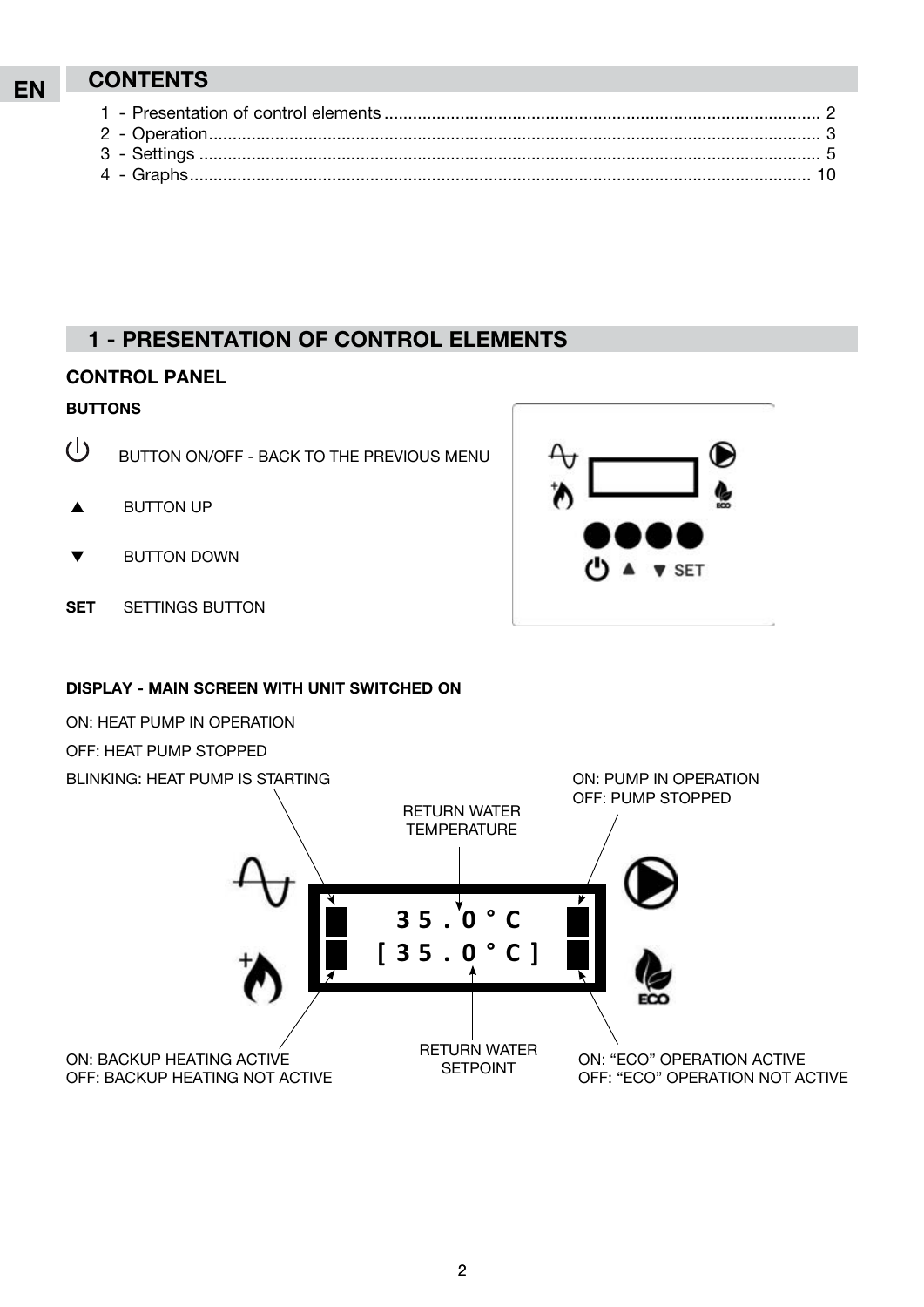EN

## CONTENTS

1 - Presentation of control elements ........ 2
2 - Operation ........ 3
3 - Settings ........ 5
4 - Graphs ........ 10

## 1 - PRESENTATION OF CONTROL ELEMENTS

### CONTROL PANEL

**BUTTONS**

⏻ BUTTON ON/OFF - BACK TO THE PREVIOUS MENU

▲ BUTTON UP

▼ BUTTON DOWN

**SET** SETTINGS BUTTON

**DISPLAY - MAIN SCREEN WITH UNIT SWITCHED ON**

ON: HEAT PUMP IN OPERATION

OFF: HEAT PUMP STOPPED

BLINKING: HEAT PUMP IS STARTING

RETURN WATER TEMPERATURE

ON: PUMP IN OPERATION

OFF: PUMP STOPPED

35.0°C

[35.0°C]

ON: BACKUP HEATING ACTIVE

OFF: BACKUP HEATING NOT ACTIVE

RETURN WATER SETPOINT

ON: "ECO" OPERATION ACTIVE

OFF: "ECO" OPERATION NOT ACTIVE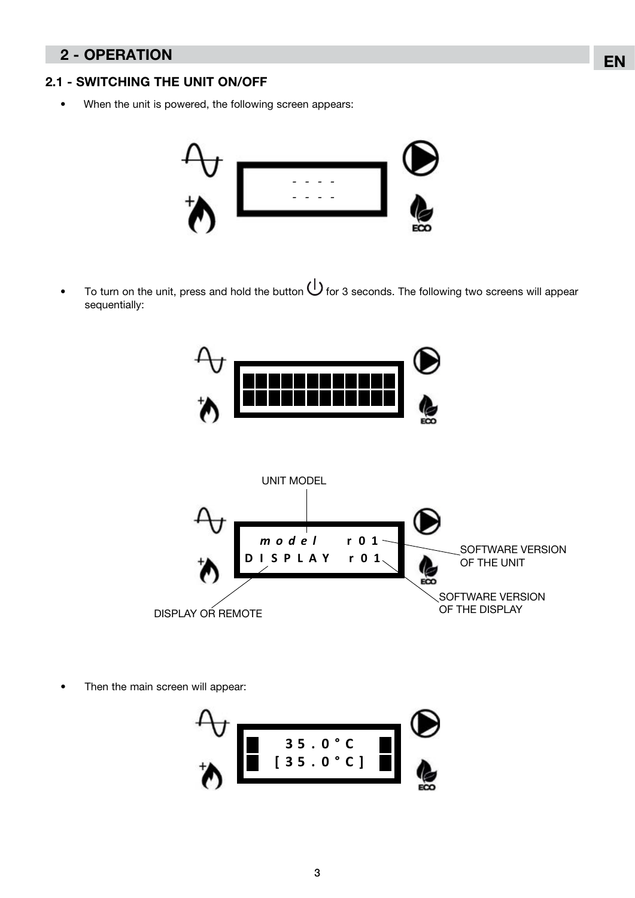## 2 - OPERATION

### 2.1 - SWITCHING THE UNIT ON/OFF

- When the unit is powered, the following screen appears:

- To turn on the unit, press and hold the button ⏻ for 3 seconds. The following two screens will appear sequentially:

UNIT MODEL

SOFTWARE VERSION OF THE UNIT

SOFTWARE VERSION OF THE DISPLAY

DISPLAY OR REMOTE

- Then the main screen will appear: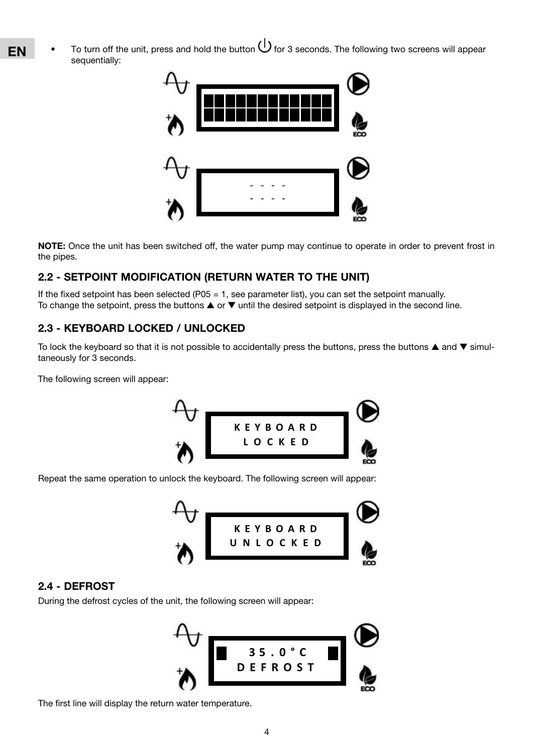- To turn off the unit, press and hold the button ⏻ for 3 seconds. The following two screens will appear sequentially:

```
- - - -
- - - -
```

**NOTE:** Once the unit has been switched off, the water pump may continue to operate in order to prevent frost in the pipes.

### 2.2 - SETPOINT MODIFICATION (RETURN WATER TO THE UNIT)

If the fixed setpoint has been selected (P05 = 1, see parameter list), you can set the setpoint manually.
To change the setpoint, press the buttons ▲ or ▼ until the desired setpoint is displayed in the second line.

### 2.3 - KEYBOARD LOCKED / UNLOCKED

To lock the keyboard so that it is not possible to accidentally press the buttons, press the buttons ▲ and ▼ simultaneously for 3 seconds.

The following screen will appear:

```
KEYBOARD
LOCKED
```

Repeat the same operation to unlock the keyboard. The following screen will appear:

```
KEYBOARD
UNLOCKED
```

### 2.4 - DEFROST

During the defrost cycles of the unit, the following screen will appear:

```
35.0°C
DEFROST
```

The first line will display the return water temperature.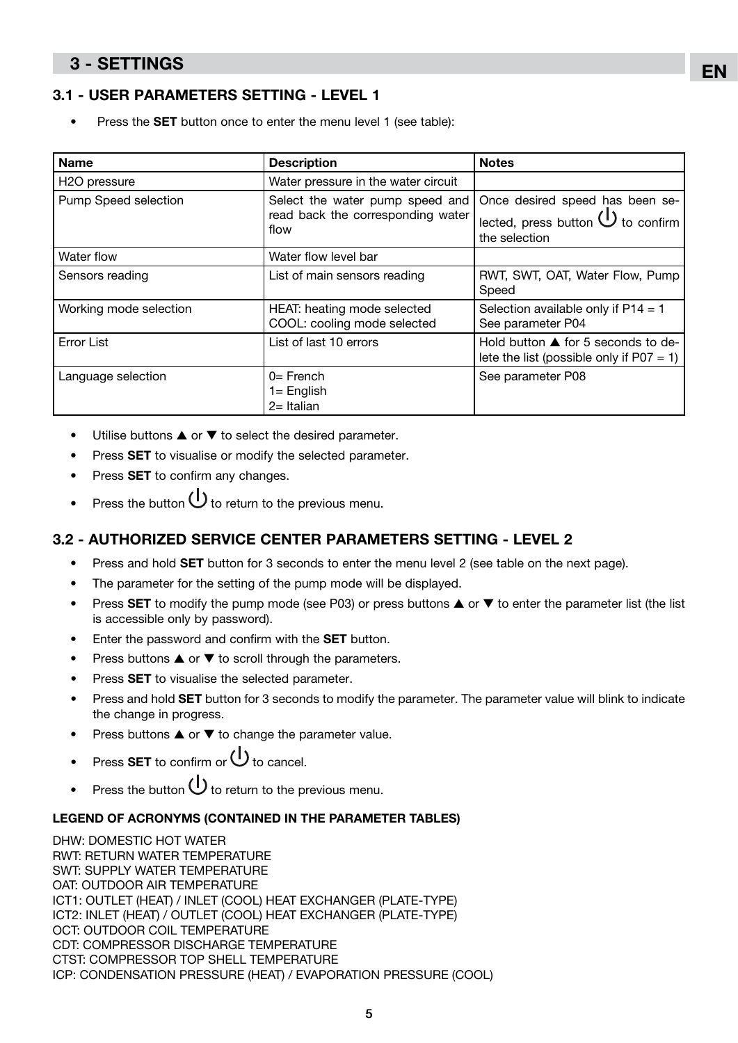## 3 - SETTINGS

### 3.1 - USER PARAMETERS SETTING - LEVEL 1

- Press the **SET** button once to enter the menu level 1 (see table):

| Name | Description | Notes |
|---|---|---|
| H2O pressure | Water pressure in the water circuit | |
| Pump Speed selection | Select the water pump speed and read back the corresponding water flow | Once desired speed has been selected, press button ⏻ to confirm the selection |
| Water flow | Water flow level bar | |
| Sensors reading | List of main sensors reading | RWT, SWT, OAT, Water Flow, Pump Speed |
| Working mode selection | HEAT: heating mode selected<br>COOL: cooling mode selected | Selection available only if P14 = 1<br>See parameter P04 |
| Error List | List of last 10 errors | Hold button ▲ for 5 seconds to delete the list (possible only if P07 = 1) |
| Language selection | 0= French<br>1= English<br>2= Italian | See parameter P08 |

- Utilise buttons ▲ or ▼ to select the desired parameter.
- Press **SET** to visualise or modify the selected parameter.
- Press **SET** to confirm any changes.
- Press the button ⏻ to return to the previous menu.

### 3.2 - AUTHORIZED SERVICE CENTER PARAMETERS SETTING - LEVEL 2

- Press and hold **SET** button for 3 seconds to enter the menu level 2 (see table on the next page).
- The parameter for the setting of the pump mode will be displayed.
- Press **SET** to modify the pump mode (see P03) or press buttons ▲ or ▼ to enter the parameter list (the list is accessible only by password).
- Enter the password and confirm with the **SET** button.
- Press buttons ▲ or ▼ to scroll through the parameters.
- Press **SET** to visualise the selected parameter.
- Press and hold **SET** button for 3 seconds to modify the parameter. The parameter value will blink to indicate the change in progress.
- Press buttons ▲ or ▼ to change the parameter value.
- Press **SET** to confirm or ⏻ to cancel.
- Press the button ⏻ to return to the previous menu.

**LEGEND OF ACRONYMS (CONTAINED IN THE PARAMETER TABLES)**

DHW: DOMESTIC HOT WATER
RWT: RETURN WATER TEMPERATURE
SWT: SUPPLY WATER TEMPERATURE
OAT: OUTDOOR AIR TEMPERATURE
ICT1: OUTLET (HEAT) / INLET (COOL) HEAT EXCHANGER (PLATE-TYPE)
ICT2: INLET (HEAT) / OUTLET (COOL) HEAT EXCHANGER (PLATE-TYPE)
OCT: OUTDOOR COIL TEMPERATURE
CDT: COMPRESSOR DISCHARGE TEMPERATURE
CTST: COMPRESSOR TOP SHELL TEMPERATURE
ICP: CONDENSATION PRESSURE (HEAT) / EVAPORATION PRESSURE (COOL)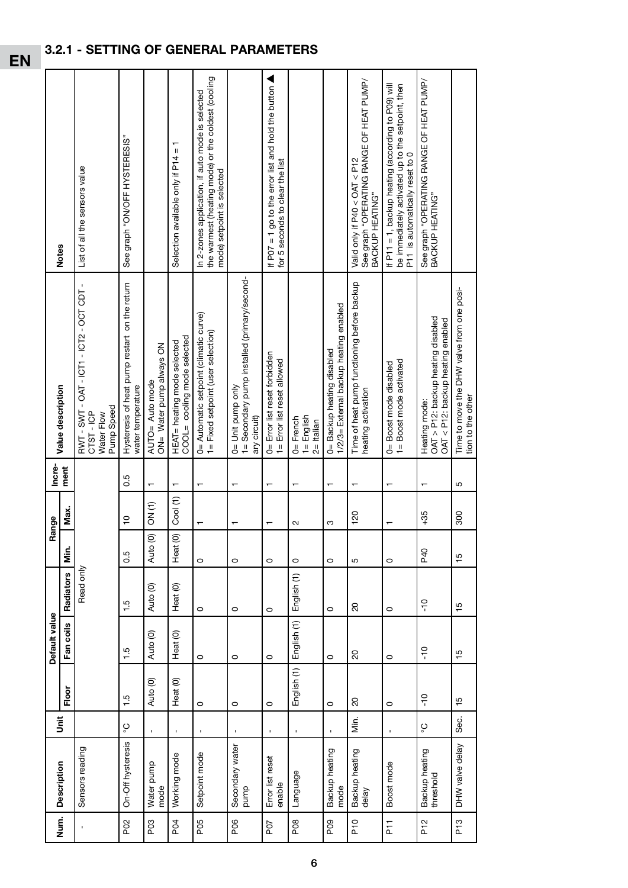## 3.2.1 - SETTING OF GENERAL PARAMETERS

| Num. | Description | Unit | Default value | | | Range | | Incre-ment | Value description | Notes |
|---|---|---|---|---|---|---|---|---|---|---|
| | | | Floor | Fan coils | Radiators | Min. | Max. | | | |
| - | Sensors reading | | Read only | | | | | | RWT - SWT - OAT - ICT1 - ICT2 - OCT CDT - CTST - ICP<br>Water Flow<br>Pump Speed | List of all the sensors value |
| P02 | On-Off hysteresis | °C | 1.5 | 1.5 | 1.5 | 0.5 | 10 | 0.5 | Hysteresis of heat pump restart on the return water temperature | See graph "ON/OFF HYSTERESIS" |
| P03 | Water pump mode | - | Auto (0) | Auto (0) | Auto (0) | Auto (0) | ON (1) | 1 | AUTO= Auto mode<br>ON= Water pump always ON | |
| P04 | Working mode | - | Heat (0) | Heat (0) | Heat (0) | Heat (0) | Cool (1) | 1 | HEAT= heating mode selected<br>COOL= cooling mode selected | Selection available only if P14 = 1 |
| P05 | Setpoint mode | - | 0 | 0 | 0 | 0 | 1 | 1 | 0= Automatic setpoint (climatic curve)<br>1= Fixed setpoint (user selection) | In 2-zones application, if auto mode is selected the warmest (heating mode) or the coldest (cooling mode) setpoint is selected |
| P06 | Secondary water pump | - | 0 | 0 | 0 | 0 | 1 | 1 | 0= Unit pump only<br>1= Secondary pump installed (primary/secondary circuit) | |
| P07 | Error list reset enable | - | 0 | 0 | 0 | 0 | 1 | 1 | 0= Error list reset forbidden<br>1= Error list reset allowed | If P07 = 1 go to the error list and hold the button ▲ for 5 seconds to clear the list |
| P08 | Language | - | English (1) | English (1) | English (1) | 0 | 2 | 1 | 0= French<br>1= English<br>2= Italian | |
| P09 | Backup heating mode | - | 0 | 0 | 0 | 0 | 3 | 1 | 0= Backup heating disabled<br>1/2/3= External backup heating enabled | |
| P10 | Backup heating delay | Min. | 20 | 20 | 20 | 5 | 120 | 1 | Time of heat pump functioning before backup heating activation | Valid only if P40 < OAT < P12<br>See graph "OPERATING RANGE OF HEAT PUMP/ BACKUP HEATING" |
| P11 | Boost mode | - | 0 | 0 | 0 | 0 | 1 | 1 | 0= Boost mode disabled<br>1= Boost mode activated | If P11 = 1, backup heating (according to P09) will be immediately activated up to the setpoint, then P11 is automatically reset to 0 |
| P12 | Backup heating threshold | °C | -10 | -10 | -10 | P40 | +35 | 1 | Heating mode:<br>OAT > P12: backup heating disabled<br>OAT < P12: backup heating enabled | See graph "OPERATING RANGE OF HEAT PUMP/ BACKUP HEATING" |
| P13 | DHW valve delay | Sec. | 15 | 15 | 15 | 15 | 300 | 5 | Time to move the DHW valve from one position to the other | |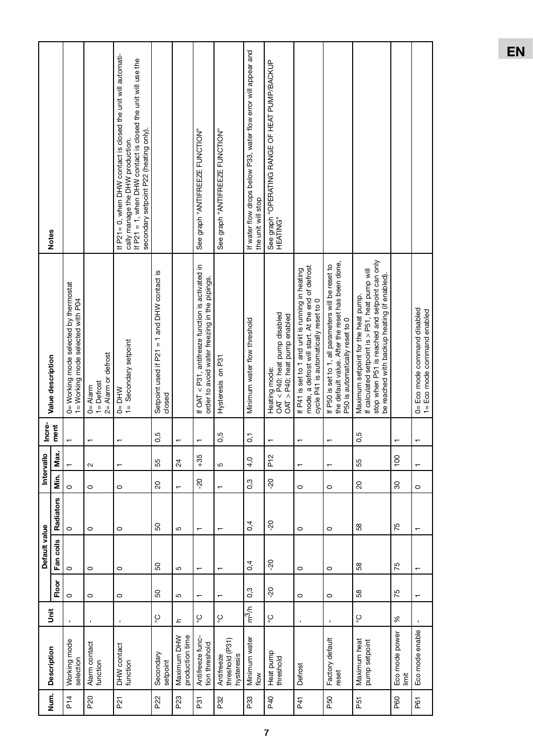| Num. | Description | Unit | Default value | | | Intervallo | | Incre-ment | Value description | Notes |
|---|---|---|---|---|---|---|---|---|---|---|
| | | | Floor | Fan coils | Radiators | Min. | Max. | | | |
| P14 | Working mode selection | - | 0 | 0 | 0 | 0 | 1 | 1 | 0= Working mode selected by thermostat<br>1= Working mode selected with P04 | |
| P20 | Alarm contact function | - | 0 | 0 | 0 | 0 | 2 | 1 | 0= Alarm<br>1= Defrost<br>2= Alarm or defrost | |
| P21 | DHW contact function | - | 0 | 0 | 0 | 0 | 1 | 1 | 0= DHW<br>1= Secondary setpoint | If P21= 0, when DHW contact is closed the unit will automatically manage the DHW production.<br>If P21 = 1, when DHW contact is closed the unit will use the secondary setpoint P22 (heating only). |
| P22 | Secondary setpoint | °C | 50 | 50 | 50 | 20 | 55 | 0,5 | Setpoint used if P21 = 1 and DHW contact is closed | |
| P23 | Maximum DHW production time | h | 5 | 5 | 5 | 1 | 24 | 1 | | |
| P31 | Antifreeze function threshold | °C | 1 | 1 | 1 | -20 | +35 | 1 | If OAT < P31, antifreeze function is activated in order to avoid water freezing in the pipings. | See graph "ANTIFREEZE FUNCTION" |
| P32 | Antifreeze threshold (P31) hysteresis | °C | 1 | 1 | 1 | 1 | 5 | 0,5 | Hysteresis on P31 | See graph "ANTIFREEZE FUNCTION" |
| P33 | Minimum water flow | $m^3/h$ | 0,3 | 0,4 | 0,4 | 0,3 | 4,0 | 0,1 | Minimum water flow threshold | If water flow drops below P33, water flow error will appear and the unit will stop |
| P40 | Heat pump threshold | °C | -20 | -20 | -20 | -20 | P12 | 1 | Heating mode:<br>OAT < P40: heat pump disabled<br>OAT > P40: heat pump enabled | See graph "OPERATING RANGE OF HEAT PUMP/BACKUP HEATING" |
| P41 | Defrost | - | 0 | 0 | 0 | 0 | 1 | 1 | If P41 is set to 1 and unit is running in heating mode, a defrost will start. At the end of defrost cycle P41 is automatically reset to 0 | |
| P50 | Factory default reset | - | 0 | 0 | 0 | 0 | 1 | 1 | If P50 is set to 1, all parameters will be reset to the default value. After the reset has been done, P50 is automatically reset to 0 | |
| P51 | Maximum heat pump setpoint | °C | 58 | 58 | 58 | 20 | 55 | 0,5 | Maximum setpoint for the heat pump.<br>If calculated setpoint is > P51, heat pump will stop when P51 is reached and setpoint can only be reached with backup heating (if enabled). | |
| P60 | Eco mode power limit | % | 75 | 75 | 75 | 30 | 100 | 1 | | |
| P61 | Eco mode enable | - | 1 | 1 | 1 | 0 | 1 | 1 | 0= Eco mode command disabled<br>1= Eco mode command enabled | |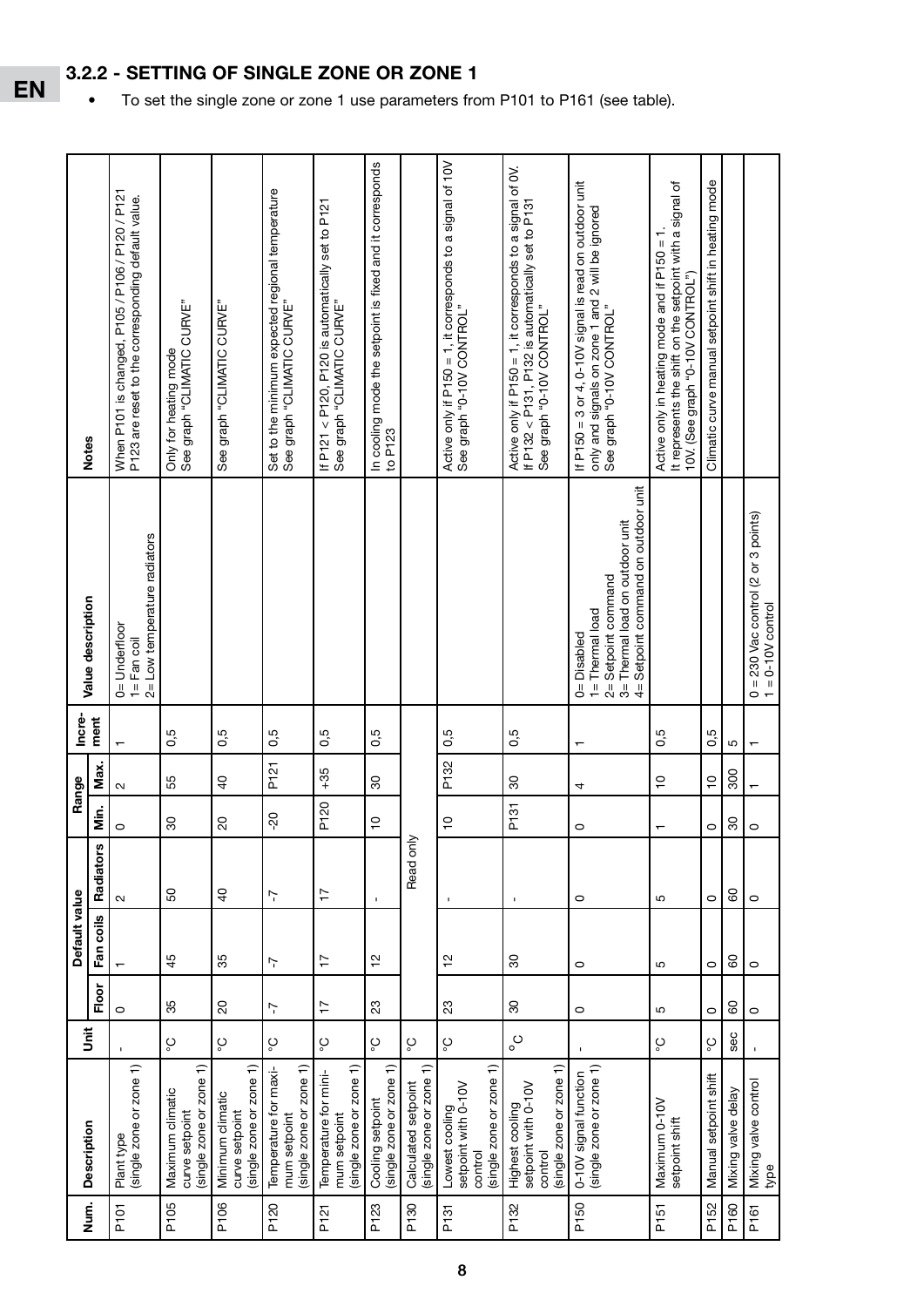## 3.2.2 - SETTING OF SINGLE ZONE OR ZONE 1

- To set the single zone or zone 1 use parameters from P101 to P161 (see table).

| Num. | Description | Unit | Default value | | | Range | | Incre-ment | Value description | Notes |
|---|---|---|---|---|---|---|---|---|---|---|
| | | | Floor | Fan coils | Radiators | Min. | Max. | | | |
| P101 | Plant type (single zone or zone 1) | - | 0 | 1 | 2 | 0 | 2 | 1 | 0= Underfloor<br>1= Fan coil<br>2= Low temperature radiators | When P101 is changed, P105 / P106 / P120 / P121 P123 are reset to the corresponding default value. |
| P105 | Maximum climatic curve setpoint (single zone or zone 1) | °C | 35 | 45 | 50 | 30 | 55 | 0,5 | | Only for heating mode<br>See graph "CLIMATIC CURVE" |
| P106 | Minimum climatic curve setpoint (single zone or zone 1) | °C | 20 | 35 | 40 | 20 | 40 | 0,5 | | See graph "CLIMATIC CURVE" |
| P120 | Temperature for maximum setpoint (single zone or zone 1) | °C | -7 | -7 | -7 | -20 | P121 | 0,5 | | Set to the minimum expected regional temperature<br>See graph "CLIMATIC CURVE" |
| P121 | Temperature for minimum setpoint (single zone or zone 1) | °C | 17 | 17 | 17 | P120 | +35 | 0,5 | | If P121 < P120, P120 is automatically set to P121<br>See graph "CLIMATIC CURVE" |
| P123 | Cooling setpoint (single zone or zone 1) | °C | 23 | 12 | - | 10 | 30 | 0,5 | | In cooling mode the setpoint is fixed and it corresponds to P123 |
| P130 | Calculated setpoint (single zone or zone 1) | °C | Read only | | | | | | | |
| P131 | Lowest cooling setpoint with 0-10V control (single zone or zone 1) | °C | 23 | 12 | - | 10 | P132 | 0,5 | | Active only if P150 = 1, it corresponds to a signal of 10V<br>See graph "0-10V CONTROL" |
| P132 | Highest cooling setpoint with 0-10V control (single zone or zone 1) | °C | 30 | 30 | - | P131 | 30 | 0,5 | | Active only if P150 = 1, it corresponds to a signal of 0V.<br>If P132 < P131, P132 is automatically set to P131<br>See graph "0-10V CONTROL" |
| P150 | 0-10V signal function (single zone or zone 1) | - | 0 | 0 | 0 | 0 | 4 | 1 | 0= Disabled<br>1= Thermal load<br>2= Setpoint command<br>3= Thermal load on outdoor unit<br>4= Setpoint command on outdoor unit | If P150 = 3 or 4, 0-10V signal is read on outdoor unit only and signals on zone 1 and 2 will be ignored<br>See graph "0-10V CONTROL" |
| P151 | Maximum 0-10V setpoint shift | °C | 5 | 5 | 5 | 1 | 10 | 0,5 | | Active only in heating mode and if P150 = 1.<br>It represents the shift on the setpoint with a signal of 10V. (See graph "0-10V CONTROL") |
| P152 | Manual setpoint shift | °C | 0 | 0 | 0 | 0 | 10 | 0,5 | | Climatic curve manual setpoint shift in heating mode |
| P160 | Mixing valve delay | sec | 60 | 60 | 60 | 30 | 300 | 5 | | |
| P161 | Mixing valve control type | - | 0 | 0 | 0 | 0 | 1 | 1 | 0 = 230 Vac control (2 or 3 points)<br>1 = 0-10V control | |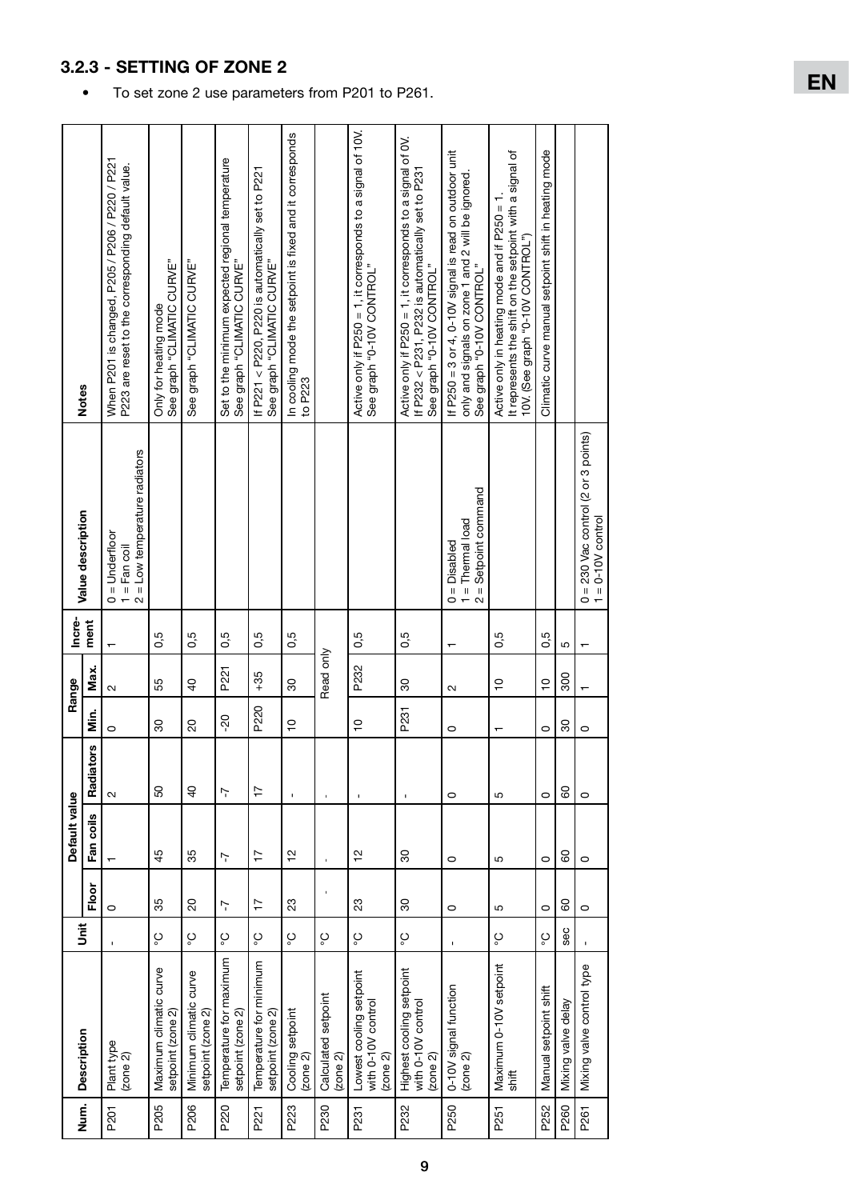### 3.2.3 - SETTING OF ZONE 2

- To set zone 2 use parameters from P201 to P261.

| Num. | Description | Unit | Default value | | | Range | | Incre-ment | Value description | Notes |
|---|---|---|---|---|---|---|---|---|---|---|
| | | | Floor | Fan coils | Radiators | Min. | Max. | | | |
| P201 | Plant type (zone 2) | - | 0 | 1 | 2 | 0 | 2 | 1 | 0 = Underfloor<br>1 = Fan coil<br>2 = Low temperature radiators | When P201 is changed, P205 / P206 / P220 / P221 P223 are reset to the corresponding default value. |
| P205 | Maximum climatic curve setpoint (zone 2) | °C | 35 | 45 | 50 | 30 | 55 | 0,5 | | Only for heating mode<br>See graph "CLIMATIC CURVE" |
| P206 | Minimum climatic curve setpoint (zone 2) | °C | 20 | 35 | 40 | 20 | 40 | 0,5 | | See graph "CLIMATIC CURVE" |
| P220 | Temperature for maximum setpoint (zone 2) | °C | -7 | -7 | -7 | -20 | P221 | 0,5 | | Set to the minimum expected regional temperature<br>See graph "CLIMATIC CURVE" |
| P221 | Temperature for minimum setpoint (zone 2) | °C | 17 | 17 | 17 | P220 | +35 | 0,5 | | If P221 < P220, P220 is automatically set to P221<br>See graph "CLIMATIC CURVE" |
| P223 | Cooling setpoint (zone 2) | °C | 23 | 12 | - | 10 | 30 | 0,5 | | In cooling mode the setpoint is fixed and it corresponds to P223 |
| P230 | Calculated setpoint (zone 2) | °C | - | - | - | Read only | | | | |
| P231 | Lowest cooling setpoint with 0-10V control (zone 2) | °C | 23 | 12 | - | 10 | P232 | 0,5 | | Active only if P250 = 1, it corresponds to a signal of 10V.<br>See graph "0-10V CONTROL" |
| P232 | Highest cooling setpoint with 0-10V control (zone 2) | °C | 30 | 30 | - | P231 | 30 | 0,5 | | Active only if P250 = 1, it corresponds to a signal of 0V.<br>If P232 < P231, P232 is automatically set to P231<br>See graph "0-10V CONTROL" |
| P250 | 0-10V signal function (zone 2) | - | 0 | 0 | 0 | 0 | 2 | 1 | 0 = Disabled<br>1 = Thermal load<br>2 = Setpoint command | If P250 = 3 or 4, 0-10V signal is read on outdoor unit only and signals on zone 1 and 2 will be ignored.<br>See graph "0-10V CONTROL" |
| P251 | Maximum 0-10V setpoint shift | °C | 5 | 5 | 5 | 1 | 10 | 0,5 | | Active only in heating mode and if P250 = 1.<br>It represents the shift on the setpoint with a signal of 10V. (See graph "0-10V CONTROL") |
| P252 | Manual setpoint shift | °C | 0 | 0 | 0 | 0 | 10 | 0,5 | | Climatic curve manual setpoint shift in heating mode |
| P260 | Mixing valve delay | sec | 60 | 60 | 60 | 30 | 300 | 5 | | |
| P261 | Mixing valve control type | - | 0 | 0 | 0 | 0 | 1 | 1 | 0 = 230 Vac control (2 or 3 points)<br>1 = 0-10V control | |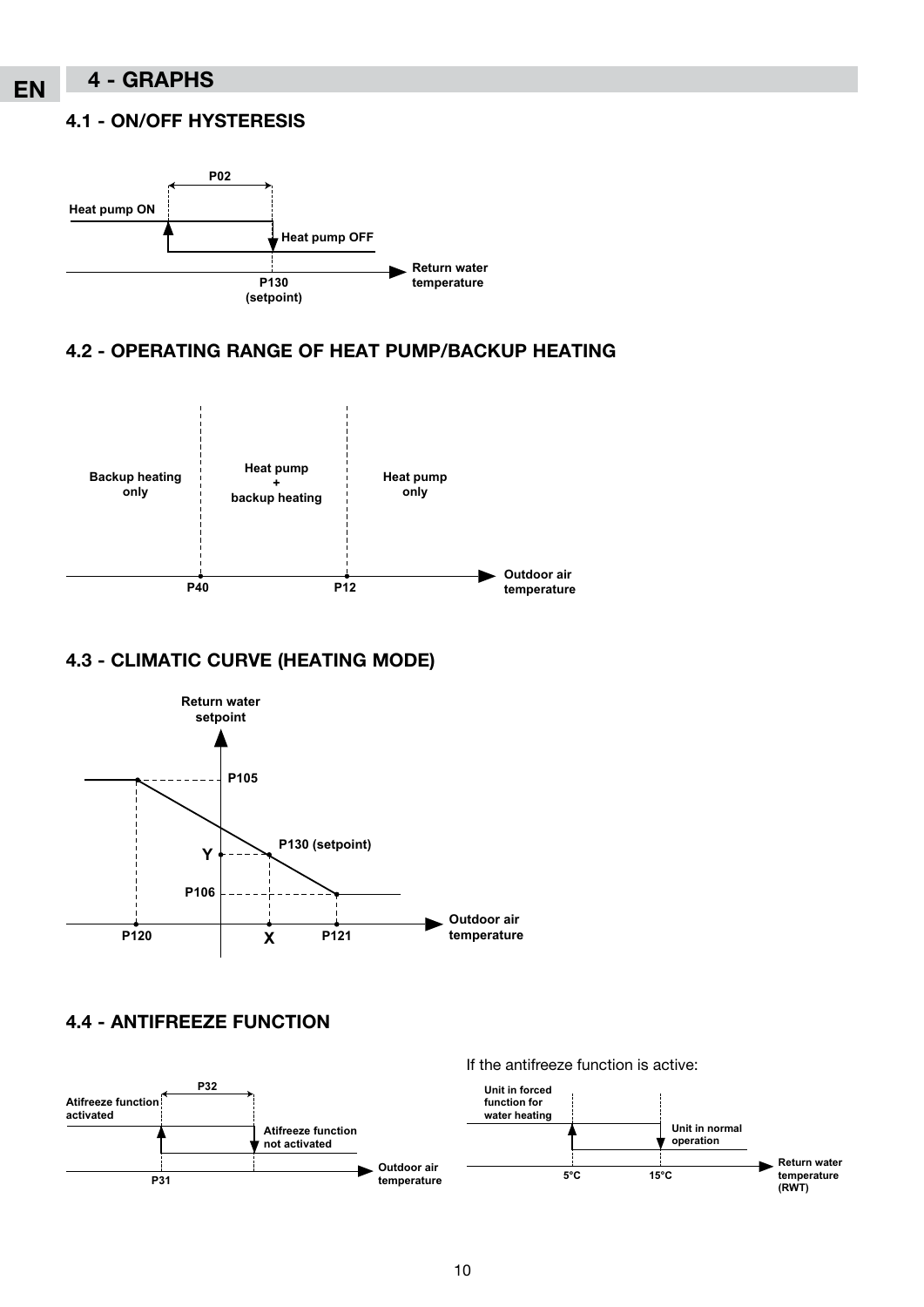# 4 - GRAPHS

## 4.1 - ON/OFF HYSTERESIS

P02

Heat pump ON

Heat pump OFF

P130 (setpoint)

Return water temperature

## 4.2 - OPERATING RANGE OF HEAT PUMP/BACKUP HEATING

Backup heating only

Heat pump + backup heating

Heat pump only

P40

P12

Outdoor air temperature

## 4.3 - CLIMATIC CURVE (HEATING MODE)

Return water setpoint

P105

P130 (setpoint)

Y

P106

P120

X

P121

Outdoor air temperature

## 4.4 - ANTIFREEZE FUNCTION

P32

Atifreeze function activated

Atifreeze function not activated

P31

Outdoor air temperature

If the antifreeze function is active:

Unit in forced function for water heating

Unit in normal operation

5°C

15°C

Return water temperature (RWT)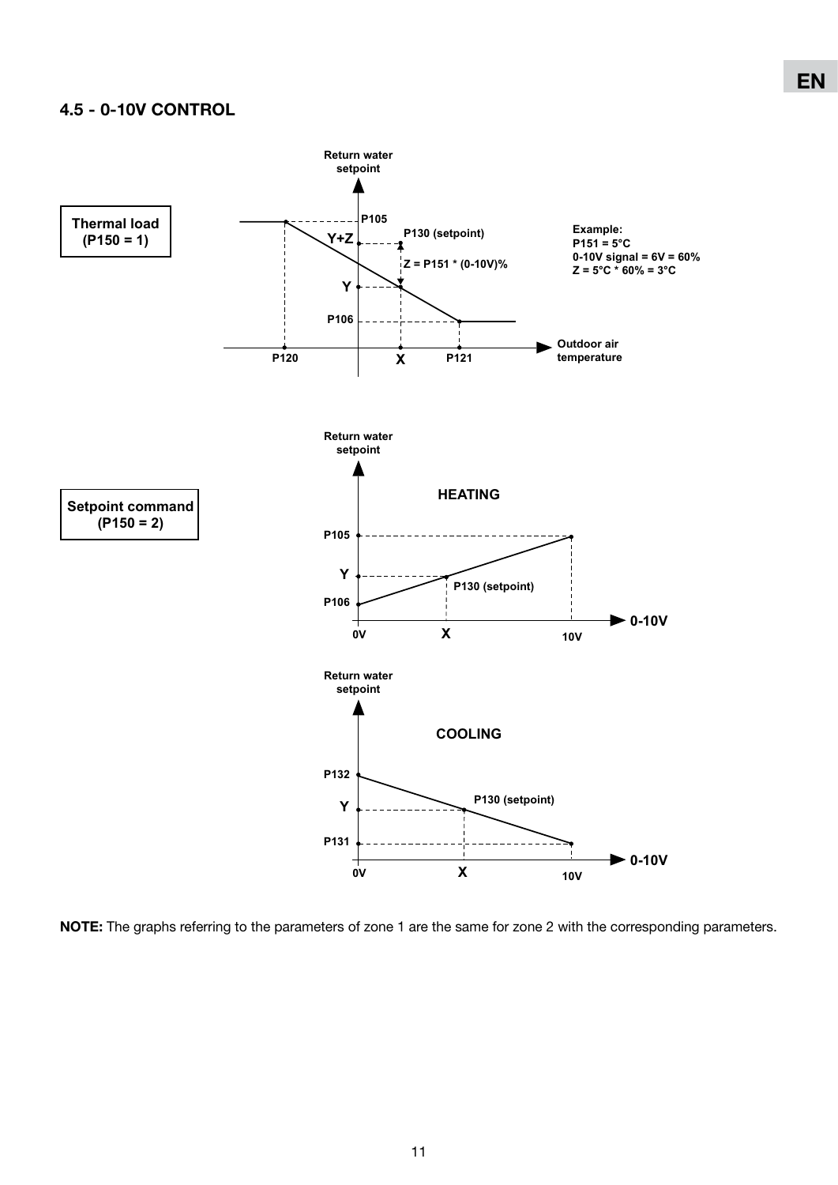## 4.5 - 0-10V CONTROL

**Thermal load (P150 = 1)**

Return water setpoint

P105

Y+Z

P130 (setpoint)

Z = P151 * (0-10V)%

Y

P106

P120 X P121

Outdoor air temperature

**Example:**
**P151 = 5°C**
**0-10V signal = 6V = 60%**
**Z = 5°C * 60% = 3°C**

**Setpoint command (P150 = 2)**

Return water setpoint

**HEATING**

P105

Y

P130 (setpoint)

P106

0V X 10V

0-10V

Return water setpoint

**COOLING**

P132

P130 (setpoint)

Y

P131

0V X 10V

0-10V

**NOTE:** The graphs referring to the parameters of zone 1 are the same for zone 2 with the corresponding parameters.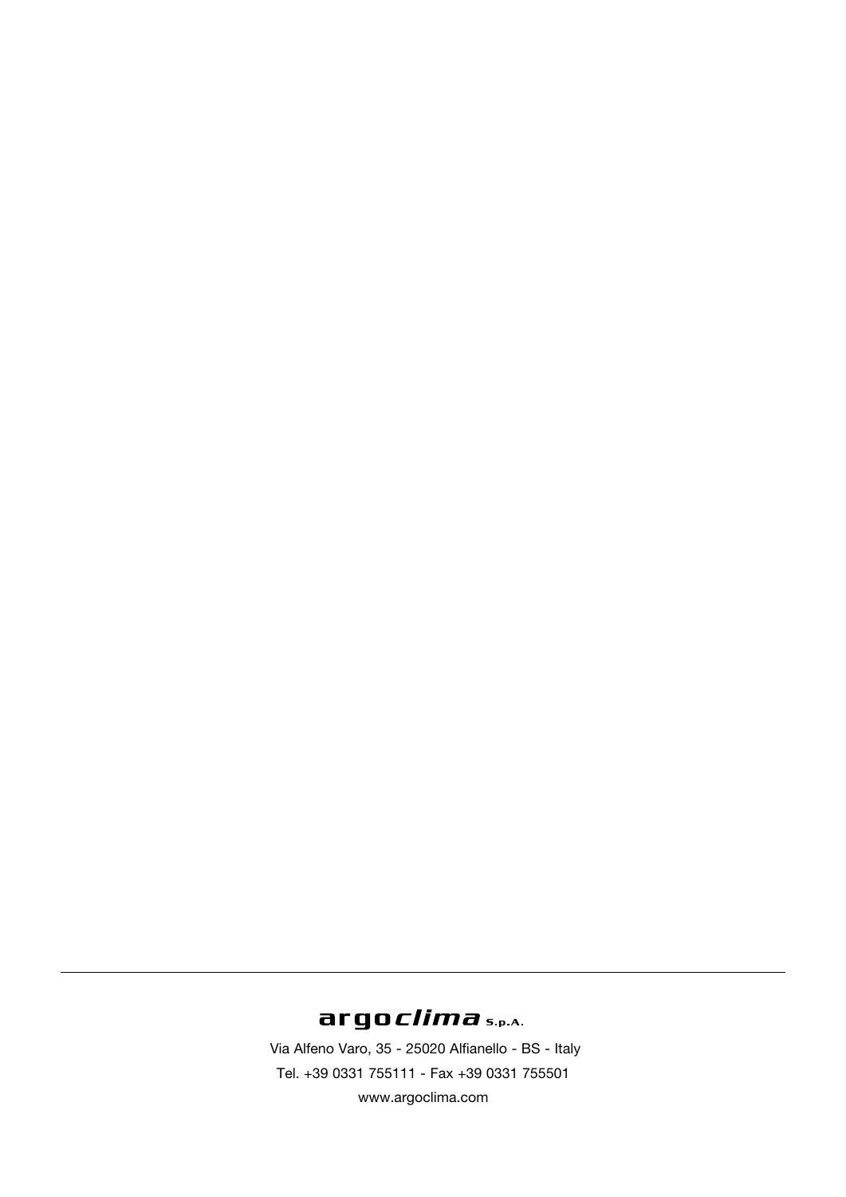---

**argoclima S.p.A.**

Via Alfeno Varo, 35 - 25020 Alfianello - BS - Italy

Tel. +39 0331 755111 - Fax +39 0331 755501

www.argoclima.com